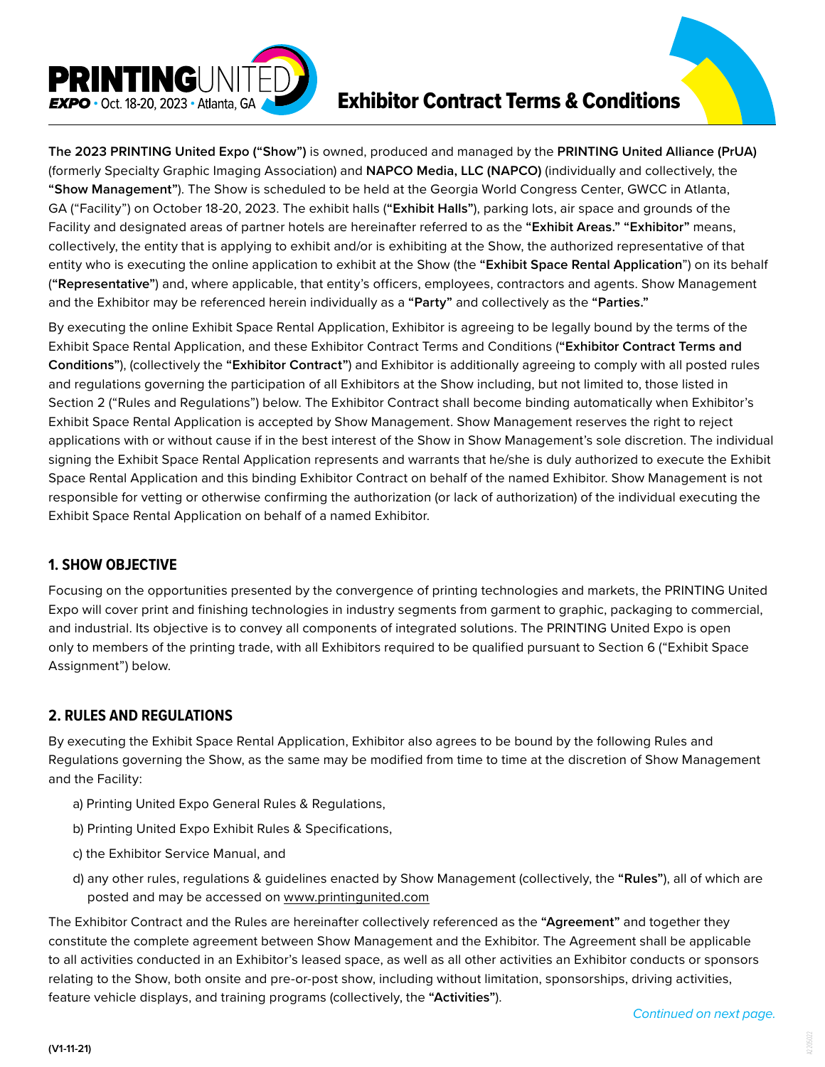# Exhibitor Contract Terms & Conditions

PRINTING UNITED EXPO • Oct. 18-20, 2023 • Atlanta, GA

**The 2023 PRINTING United Expo ("Show")** is owned, produced and managed by the **PRINTING United Alliance (PrUA)** (formerly Specialty Graphic Imaging Association) and **NAPCO Media, LLC (NAPCO)** (individually and collectively, the **"Show Management"**). The Show is scheduled to be held at the Georgia World Congress Center, GWCC in Atlanta, GA ("Facility") on October 18-20, 2023. The exhibit halls (**"Exhibit Halls"**), parking lots, air space and grounds of the Facility and designated areas of partner hotels are hereinafter referred to as the **"Exhibit Areas." "Exhibitor"** means, collectively, the entity that is applying to exhibit and/or is exhibiting at the Show, the authorized representative of that entity who is executing the online application to exhibit at the Show (the **"Exhibit Space Rental Application"**) on its behalf (**"Representative"**) and, where applicable, that entity's officers, employees, contractors and agents. Show Management and the Exhibitor may be referenced herein individually as a **"Party"** and collectively as the **"Parties."**

By executing the online Exhibit Space Rental Application, Exhibitor is agreeing to be legally bound by the terms of the Exhibit Space Rental Application, and these Exhibitor Contract Terms and Conditions (**"Exhibitor Contract Terms and Conditions"**), (collectively the **"Exhibitor Contract"**) and Exhibitor is additionally agreeing to comply with all posted rules and regulations governing the participation of all Exhibitors at the Show including, but not limited to, those listed in Section 2 ("Rules and Regulations") below. The Exhibitor Contract shall become binding automatically when Exhibitor's Exhibit Space Rental Application is accepted by Show Management. Show Management reserves the right to reject applications with or without cause if in the best interest of the Show in Show Management's sole discretion. The individual signing the Exhibit Space Rental Application represents and warrants that he/she is duly authorized to execute the Exhibit Space Rental Application and this binding Exhibitor Contract on behalf of the named Exhibitor. Show Management is not responsible for vetting or otherwise confirming the authorization (or lack of authorization) of the individual executing the Exhibit Space Rental Application on behalf of a named Exhibitor.

## 1. SHOW OBJECTIVE

Focusing on the opportunities presented by the convergence of printing technologies and markets, the PRINTING United Expo will cover print and finishing technologies in industry segments from garment to graphic, packaging to commercial, and industrial. Its objective is to convey all components of integrated solutions. The PRINTING United Expo is open only to members of the printing trade, with all Exhibitors required to be qualified pursuant to Section 6 ("Exhibit Space Assignment") below.

## 2. RULES AND REGULATIONS

By executing the Exhibit Space Rental Application, Exhibitor also agrees to be bound by the following Rules and Regulations governing the Show, as the same may be modified from time to time at the discretion of Show Management and the Facility:

a) Printing United Expo General Rules & Regulations,

b) Printing United Expo Exhibit Rules & Specifications,

c) the Exhibitor Service Manual, and

d) any other rules, regulations & guidelines enacted by Show Management (collectively, the **"Rules"**), all of which are posted and may be accessed on www.printingunited.com

The Exhibitor Contract and the Rules are hereinafter collectively referenced as the **"Agreement"** and together they constitute the complete agreement between Show Management and the Exhibitor. The Agreement shall be applicable to all activities conducted in an Exhibitor's leased space, as well as all other activities an Exhibitor conducts or sponsors relating to the Show, both onsite and pre-or-post show, including without limitation, sponsorships, driving activities, feature vehicle displays, and training programs (collectively, the **"Activities"**).

*Continued on next page.*

(V1-11-21)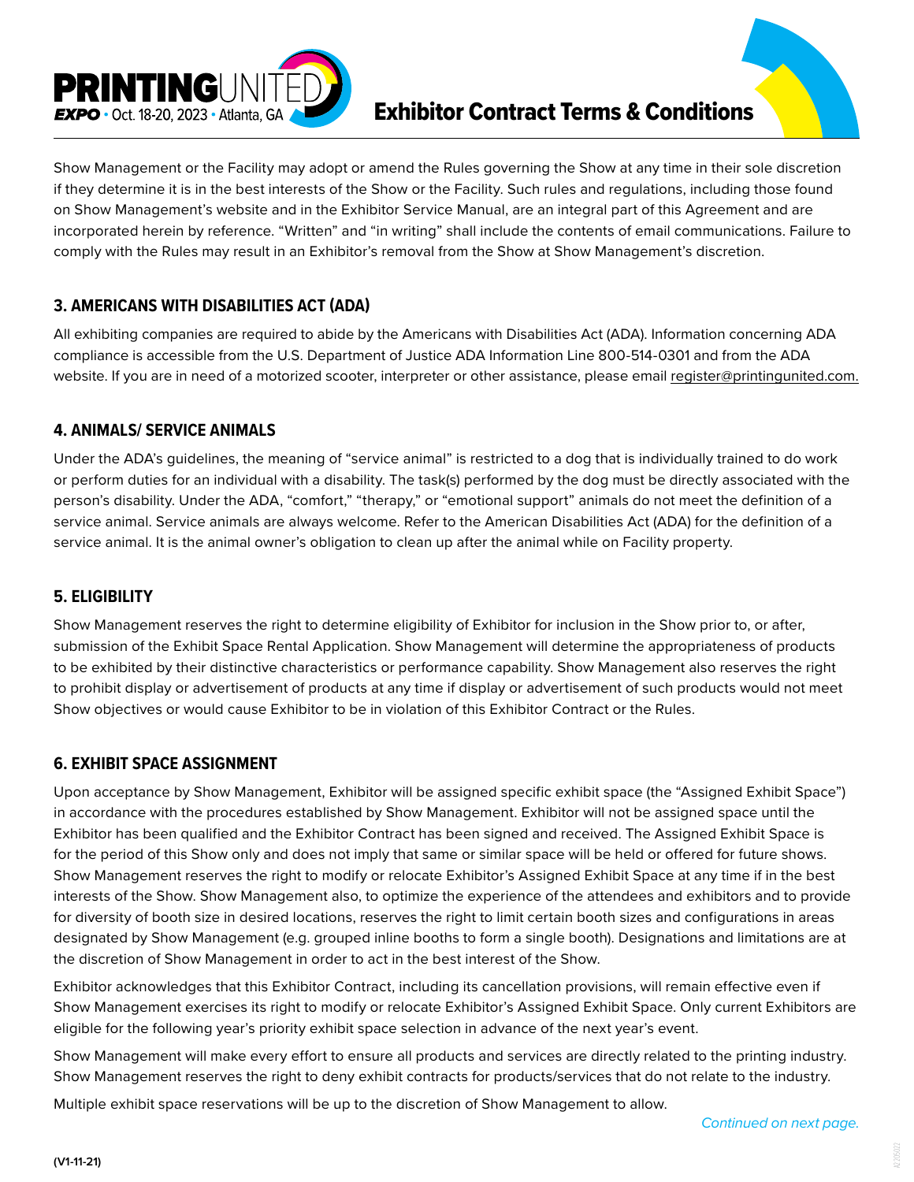Show Management or the Facility may adopt or amend the Rules governing the Show at any time in their sole discretion if they determine it is in the best interests of the Show or the Facility. Such rules and regulations, including those found on Show Management's website and in the Exhibitor Service Manual, are an integral part of this Agreement and are incorporated herein by reference. "Written" and "in writing" shall include the contents of email communications. Failure to comply with the Rules may result in an Exhibitor's removal from the Show at Show Management's discretion.

## 3. AMERICANS WITH DISABILITIES ACT (ADA)

All exhibiting companies are required to abide by the Americans with Disabilities Act (ADA). Information concerning ADA compliance is accessible from the U.S. Department of Justice ADA Information Line 800-514-0301 and from the ADA website. If you are in need of a motorized scooter, interpreter or other assistance, please email register@printingunited.com.

## 4. ANIMALS/ SERVICE ANIMALS

Under the ADA's guidelines, the meaning of "service animal" is restricted to a dog that is individually trained to do work or perform duties for an individual with a disability. The task(s) performed by the dog must be directly associated with the person's disability. Under the ADA, "comfort," "therapy," or "emotional support" animals do not meet the definition of a service animal. Service animals are always welcome. Refer to the American Disabilities Act (ADA) for the definition of a service animal. It is the animal owner's obligation to clean up after the animal while on Facility property.

## 5. ELIGIBILITY

Show Management reserves the right to determine eligibility of Exhibitor for inclusion in the Show prior to, or after, submission of the Exhibit Space Rental Application. Show Management will determine the appropriateness of products to be exhibited by their distinctive characteristics or performance capability. Show Management also reserves the right to prohibit display or advertisement of products at any time if display or advertisement of such products would not meet Show objectives or would cause Exhibitor to be in violation of this Exhibitor Contract or the Rules.

## 6. EXHIBIT SPACE ASSIGNMENT

Upon acceptance by Show Management, Exhibitor will be assigned specific exhibit space (the "Assigned Exhibit Space") in accordance with the procedures established by Show Management. Exhibitor will not be assigned space until the Exhibitor has been qualified and the Exhibitor Contract has been signed and received. The Assigned Exhibit Space is for the period of this Show only and does not imply that same or similar space will be held or offered for future shows. Show Management reserves the right to modify or relocate Exhibitor's Assigned Exhibit Space at any time if in the best interests of the Show. Show Management also, to optimize the experience of the attendees and exhibitors and to provide for diversity of booth size in desired locations, reserves the right to limit certain booth sizes and configurations in areas designated by Show Management (e.g. grouped inline booths to form a single booth). Designations and limitations are at the discretion of Show Management in order to act in the best interest of the Show.

Exhibitor acknowledges that this Exhibitor Contract, including its cancellation provisions, will remain effective even if Show Management exercises its right to modify or relocate Exhibitor's Assigned Exhibit Space. Only current Exhibitors are eligible for the following year's priority exhibit space selection in advance of the next year's event.

Show Management will make every effort to ensure all products and services are directly related to the printing industry. Show Management reserves the right to deny exhibit contracts for products/services that do not relate to the industry.

Multiple exhibit space reservations will be up to the discretion of Show Management to allow.

*Continued on next page.*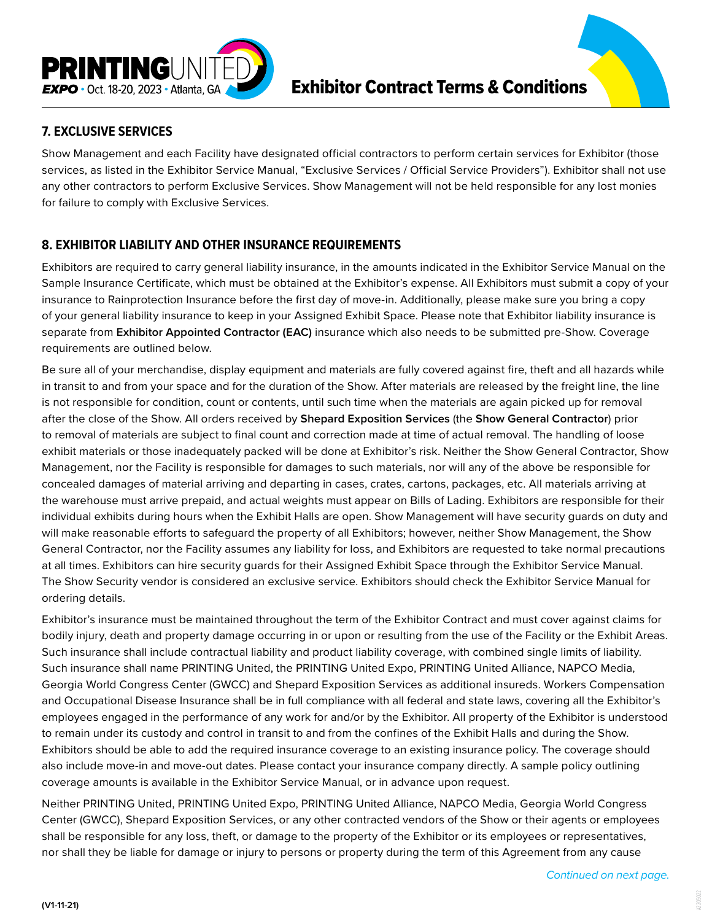## 7. EXCLUSIVE SERVICES

Show Management and each Facility have designated official contractors to perform certain services for Exhibitor (those services, as listed in the Exhibitor Service Manual, "Exclusive Services / Official Service Providers"). Exhibitor shall not use any other contractors to perform Exclusive Services. Show Management will not be held responsible for any lost monies for failure to comply with Exclusive Services.

## 8. EXHIBITOR LIABILITY AND OTHER INSURANCE REQUIREMENTS

Exhibitors are required to carry general liability insurance, in the amounts indicated in the Exhibitor Service Manual on the Sample Insurance Certificate, which must be obtained at the Exhibitor's expense. All Exhibitors must submit a copy of your insurance to Rainprotection Insurance before the first day of move-in. Additionally, please make sure you bring a copy of your general liability insurance to keep in your Assigned Exhibit Space. Please note that Exhibitor liability insurance is separate from **Exhibitor Appointed Contractor (EAC)** insurance which also needs to be submitted pre-Show. Coverage requirements are outlined below.

Be sure all of your merchandise, display equipment and materials are fully covered against fire, theft and all hazards while in transit to and from your space and for the duration of the Show. After materials are released by the freight line, the line is not responsible for condition, count or contents, until such time when the materials are again picked up for removal after the close of the Show. All orders received by **Shepard Exposition Services** (the **Show General Contractor**) prior to removal of materials are subject to final count and correction made at time of actual removal. The handling of loose exhibit materials or those inadequately packed will be done at Exhibitor's risk. Neither the Show General Contractor, Show Management, nor the Facility is responsible for damages to such materials, nor will any of the above be responsible for concealed damages of material arriving and departing in cases, crates, cartons, packages, etc. All materials arriving at the warehouse must arrive prepaid, and actual weights must appear on Bills of Lading. Exhibitors are responsible for their individual exhibits during hours when the Exhibit Halls are open. Show Management will have security guards on duty and will make reasonable efforts to safeguard the property of all Exhibitors; however, neither Show Management, the Show General Contractor, nor the Facility assumes any liability for loss, and Exhibitors are requested to take normal precautions at all times. Exhibitors can hire security guards for their Assigned Exhibit Space through the Exhibitor Service Manual. The Show Security vendor is considered an exclusive service. Exhibitors should check the Exhibitor Service Manual for ordering details.

Exhibitor's insurance must be maintained throughout the term of the Exhibitor Contract and must cover against claims for bodily injury, death and property damage occurring in or upon or resulting from the use of the Facility or the Exhibit Areas. Such insurance shall include contractual liability and product liability coverage, with combined single limits of liability. Such insurance shall name PRINTING United, the PRINTING United Expo, PRINTING United Alliance, NAPCO Media, Georgia World Congress Center (GWCC) and Shepard Exposition Services as additional insureds. Workers Compensation and Occupational Disease Insurance shall be in full compliance with all federal and state laws, covering all the Exhibitor's employees engaged in the performance of any work for and/or by the Exhibitor. All property of the Exhibitor is understood to remain under its custody and control in transit to and from the confines of the Exhibit Halls and during the Show. Exhibitors should be able to add the required insurance coverage to an existing insurance policy. The coverage should also include move-in and move-out dates. Please contact your insurance company directly. A sample policy outlining coverage amounts is available in the Exhibitor Service Manual, or in advance upon request.

Neither PRINTING United, PRINTING United Expo, PRINTING United Alliance, NAPCO Media, Georgia World Congress Center (GWCC), Shepard Exposition Services, or any other contracted vendors of the Show or their agents or employees shall be responsible for any loss, theft, or damage to the property of the Exhibitor or its employees or representatives, nor shall they be liable for damage or injury to persons or property during the term of this Agreement from any cause

*Continued on next page.*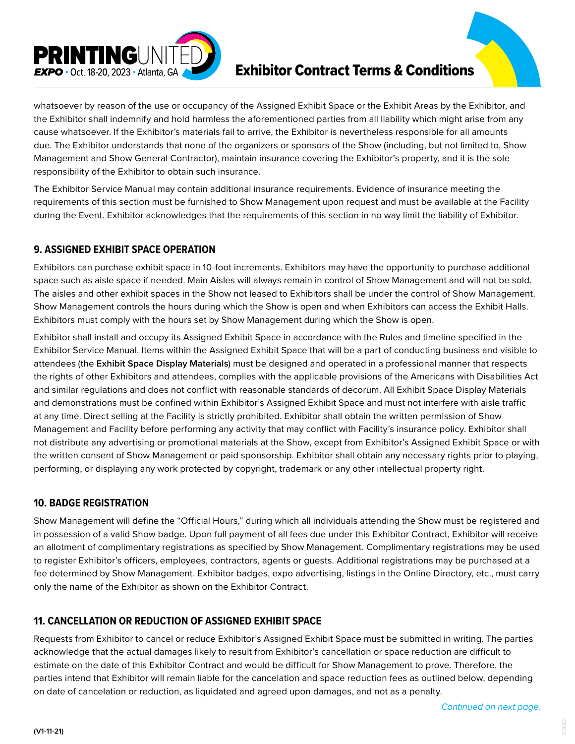whatsoever by reason of the use or occupancy of the Assigned Exhibit Space or the Exhibit Areas by the Exhibitor, and the Exhibitor shall indemnify and hold harmless the aforementioned parties from all liability which might arise from any cause whatsoever. If the Exhibitor's materials fail to arrive, the Exhibitor is nevertheless responsible for all amounts due. The Exhibitor understands that none of the organizers or sponsors of the Show (including, but not limited to, Show Management and Show General Contractor), maintain insurance covering the Exhibitor's property, and it is the sole responsibility of the Exhibitor to obtain such insurance.

The Exhibitor Service Manual may contain additional insurance requirements. Evidence of insurance meeting the requirements of this section must be furnished to Show Management upon request and must be available at the Facility during the Event. Exhibitor acknowledges that the requirements of this section in no way limit the liability of Exhibitor.

## 9. ASSIGNED EXHIBIT SPACE OPERATION

Exhibitors can purchase exhibit space in 10-foot increments. Exhibitors may have the opportunity to purchase additional space such as aisle space if needed. Main Aisles will always remain in control of Show Management and will not be sold. The aisles and other exhibit spaces in the Show not leased to Exhibitors shall be under the control of Show Management. Show Management controls the hours during which the Show is open and when Exhibitors can access the Exhibit Halls. Exhibitors must comply with the hours set by Show Management during which the Show is open.

Exhibitor shall install and occupy its Assigned Exhibit Space in accordance with the Rules and timeline specified in the Exhibitor Service Manual. Items within the Assigned Exhibit Space that will be a part of conducting business and visible to attendees (the **Exhibit Space Display Materials**) must be designed and operated in a professional manner that respects the rights of other Exhibitors and attendees, complies with the applicable provisions of the Americans with Disabilities Act and similar regulations and does not conflict with reasonable standards of decorum. All Exhibit Space Display Materials and demonstrations must be confined within Exhibitor's Assigned Exhibit Space and must not interfere with aisle traffic at any time. Direct selling at the Facility is strictly prohibited. Exhibitor shall obtain the written permission of Show Management and Facility before performing any activity that may conflict with Facility's insurance policy. Exhibitor shall not distribute any advertising or promotional materials at the Show, except from Exhibitor's Assigned Exhibit Space or with the written consent of Show Management or paid sponsorship. Exhibitor shall obtain any necessary rights prior to playing, performing, or displaying any work protected by copyright, trademark or any other intellectual property right.

## 10. BADGE REGISTRATION

Show Management will define the "Official Hours," during which all individuals attending the Show must be registered and in possession of a valid Show badge. Upon full payment of all fees due under this Exhibitor Contract, Exhibitor will receive an allotment of complimentary registrations as specified by Show Management. Complimentary registrations may be used to register Exhibitor's officers, employees, contractors, agents or guests. Additional registrations may be purchased at a fee determined by Show Management. Exhibitor badges, expo advertising, listings in the Online Directory, etc., must carry only the name of the Exhibitor as shown on the Exhibitor Contract.

## 11. CANCELLATION OR REDUCTION OF ASSIGNED EXHIBIT SPACE

Requests from Exhibitor to cancel or reduce Exhibitor's Assigned Exhibit Space must be submitted in writing. The parties acknowledge that the actual damages likely to result from Exhibitor's cancellation or space reduction are difficult to estimate on the date of this Exhibitor Contract and would be difficult for Show Management to prove. Therefore, the parties intend that Exhibitor will remain liable for the cancelation and space reduction fees as outlined below, depending on date of cancelation or reduction, as liquidated and agreed upon damages, and not as a penalty.

*Continued on next page.*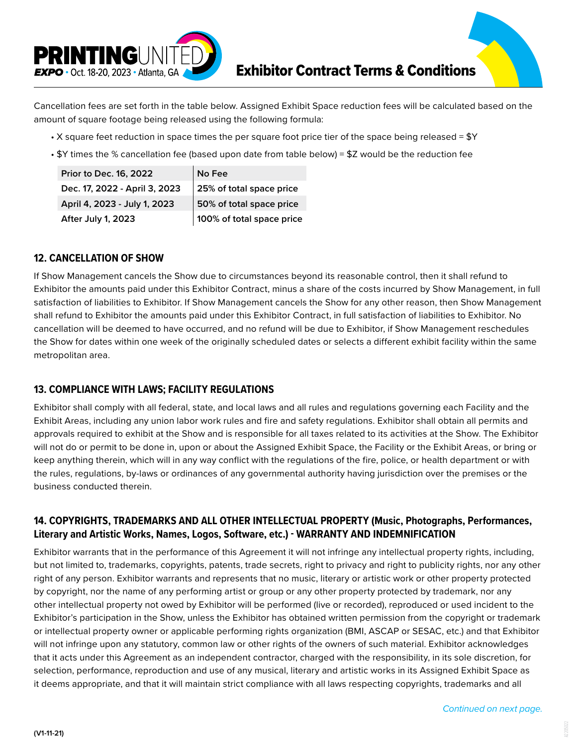Cancellation fees are set forth in the table below. Assigned Exhibit Space reduction fees will be calculated based on the amount of square footage being released using the following formula:

- X square feet reduction in space times the per square foot price tier of the space being released = $Y
- $Y times the % cancellation fee (based upon date from table below) = $Z would be the reduction fee

| | |
|---|---|
| Prior to Dec. 16, 2022 | No Fee |
| Dec. 17, 2022 - April 3, 2023 | 25% of total space price |
| April 4, 2023 - July 1, 2023 | 50% of total space price |
| After July 1, 2023 | 100% of total space price |

### 12. CANCELLATION OF SHOW

If Show Management cancels the Show due to circumstances beyond its reasonable control, then it shall refund to Exhibitor the amounts paid under this Exhibitor Contract, minus a share of the costs incurred by Show Management, in full satisfaction of liabilities to Exhibitor. If Show Management cancels the Show for any other reason, then Show Management shall refund to Exhibitor the amounts paid under this Exhibitor Contract, in full satisfaction of liabilities to Exhibitor. No cancellation will be deemed to have occurred, and no refund will be due to Exhibitor, if Show Management reschedules the Show for dates within one week of the originally scheduled dates or selects a different exhibit facility within the same metropolitan area.

### 13. COMPLIANCE WITH LAWS; FACILITY REGULATIONS

Exhibitor shall comply with all federal, state, and local laws and all rules and regulations governing each Facility and the Exhibit Areas, including any union labor work rules and fire and safety regulations. Exhibitor shall obtain all permits and approvals required to exhibit at the Show and is responsible for all taxes related to its activities at the Show. The Exhibitor will not do or permit to be done in, upon or about the Assigned Exhibit Space, the Facility or the Exhibit Areas, or bring or keep anything therein, which will in any way conflict with the regulations of the fire, police, or health department or with the rules, regulations, by-laws or ordinances of any governmental authority having jurisdiction over the premises or the business conducted therein.

### 14. COPYRIGHTS, TRADEMARKS AND ALL OTHER INTELLECTUAL PROPERTY (Music, Photographs, Performances, Literary and Artistic Works, Names, Logos, Software, etc.) - WARRANTY AND INDEMNIFICATION

Exhibitor warrants that in the performance of this Agreement it will not infringe any intellectual property rights, including, but not limited to, trademarks, copyrights, patents, trade secrets, right to privacy and right to publicity rights, nor any other right of any person. Exhibitor warrants and represents that no music, literary or artistic work or other property protected by copyright, nor the name of any performing artist or group or any other property protected by trademark, nor any other intellectual property not owed by Exhibitor will be performed (live or recorded), reproduced or used incident to the Exhibitor's participation in the Show, unless the Exhibitor has obtained written permission from the copyright or trademark or intellectual property owner or applicable performing rights organization (BMI, ASCAP or SESAC, etc.) and that Exhibitor will not infringe upon any statutory, common law or other rights of the owners of such material. Exhibitor acknowledges that it acts under this Agreement as an independent contractor, charged with the responsibility, in its sole discretion, for selection, performance, reproduction and use of any musical, literary and artistic works in its Assigned Exhibit Space as it deems appropriate, and that it will maintain strict compliance with all laws respecting copyrights, trademarks and all

*Continued on next page.*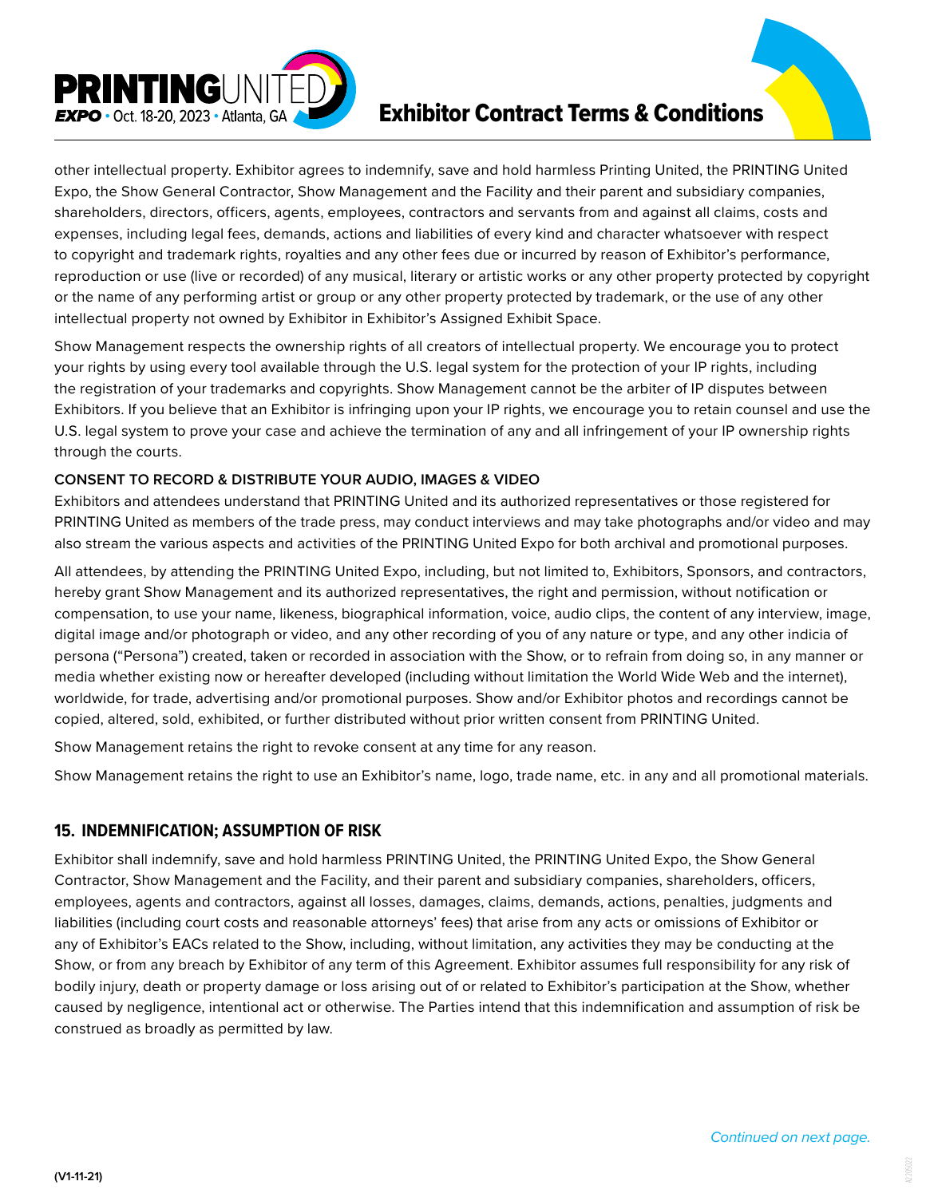other intellectual property. Exhibitor agrees to indemnify, save and hold harmless Printing United, the PRINTING United Expo, the Show General Contractor, Show Management and the Facility and their parent and subsidiary companies, shareholders, directors, officers, agents, employees, contractors and servants from and against all claims, costs and expenses, including legal fees, demands, actions and liabilities of every kind and character whatsoever with respect to copyright and trademark rights, royalties and any other fees due or incurred by reason of Exhibitor's performance, reproduction or use (live or recorded) of any musical, literary or artistic works or any other property protected by copyright or the name of any performing artist or group or any other property protected by trademark, or the use of any other intellectual property not owned by Exhibitor in Exhibitor's Assigned Exhibit Space.

Show Management respects the ownership rights of all creators of intellectual property. We encourage you to protect your rights by using every tool available through the U.S. legal system for the protection of your IP rights, including the registration of your trademarks and copyrights. Show Management cannot be the arbiter of IP disputes between Exhibitors. If you believe that an Exhibitor is infringing upon your IP rights, we encourage you to retain counsel and use the U.S. legal system to prove your case and achieve the termination of any and all infringement of your IP ownership rights through the courts.

**CONSENT TO RECORD & DISTRIBUTE YOUR AUDIO, IMAGES & VIDEO**

Exhibitors and attendees understand that PRINTING United and its authorized representatives or those registered for PRINTING United as members of the trade press, may conduct interviews and may take photographs and/or video and may also stream the various aspects and activities of the PRINTING United Expo for both archival and promotional purposes.

All attendees, by attending the PRINTING United Expo, including, but not limited to, Exhibitors, Sponsors, and contractors, hereby grant Show Management and its authorized representatives, the right and permission, without notification or compensation, to use your name, likeness, biographical information, voice, audio clips, the content of any interview, image, digital image and/or photograph or video, and any other recording of you of any nature or type, and any other indicia of persona ("Persona") created, taken or recorded in association with the Show, or to refrain from doing so, in any manner or media whether existing now or hereafter developed (including without limitation the World Wide Web and the internet), worldwide, for trade, advertising and/or promotional purposes. Show and/or Exhibitor photos and recordings cannot be copied, altered, sold, exhibited, or further distributed without prior written consent from PRINTING United.

Show Management retains the right to revoke consent at any time for any reason.

Show Management retains the right to use an Exhibitor's name, logo, trade name, etc. in any and all promotional materials.

## 15. INDEMNIFICATION; ASSUMPTION OF RISK

Exhibitor shall indemnify, save and hold harmless PRINTING United, the PRINTING United Expo, the Show General Contractor, Show Management and the Facility, and their parent and subsidiary companies, shareholders, officers, employees, agents and contractors, against all losses, damages, claims, demands, actions, penalties, judgments and liabilities (including court costs and reasonable attorneys' fees) that arise from any acts or omissions of Exhibitor or any of Exhibitor's EACs related to the Show, including, without limitation, any activities they may be conducting at the Show, or from any breach by Exhibitor of any term of this Agreement. Exhibitor assumes full responsibility for any risk of bodily injury, death or property damage or loss arising out of or related to Exhibitor's participation at the Show, whether caused by negligence, intentional act or otherwise. The Parties intend that this indemnification and assumption of risk be construed as broadly as permitted by law.

*Continued on next page.*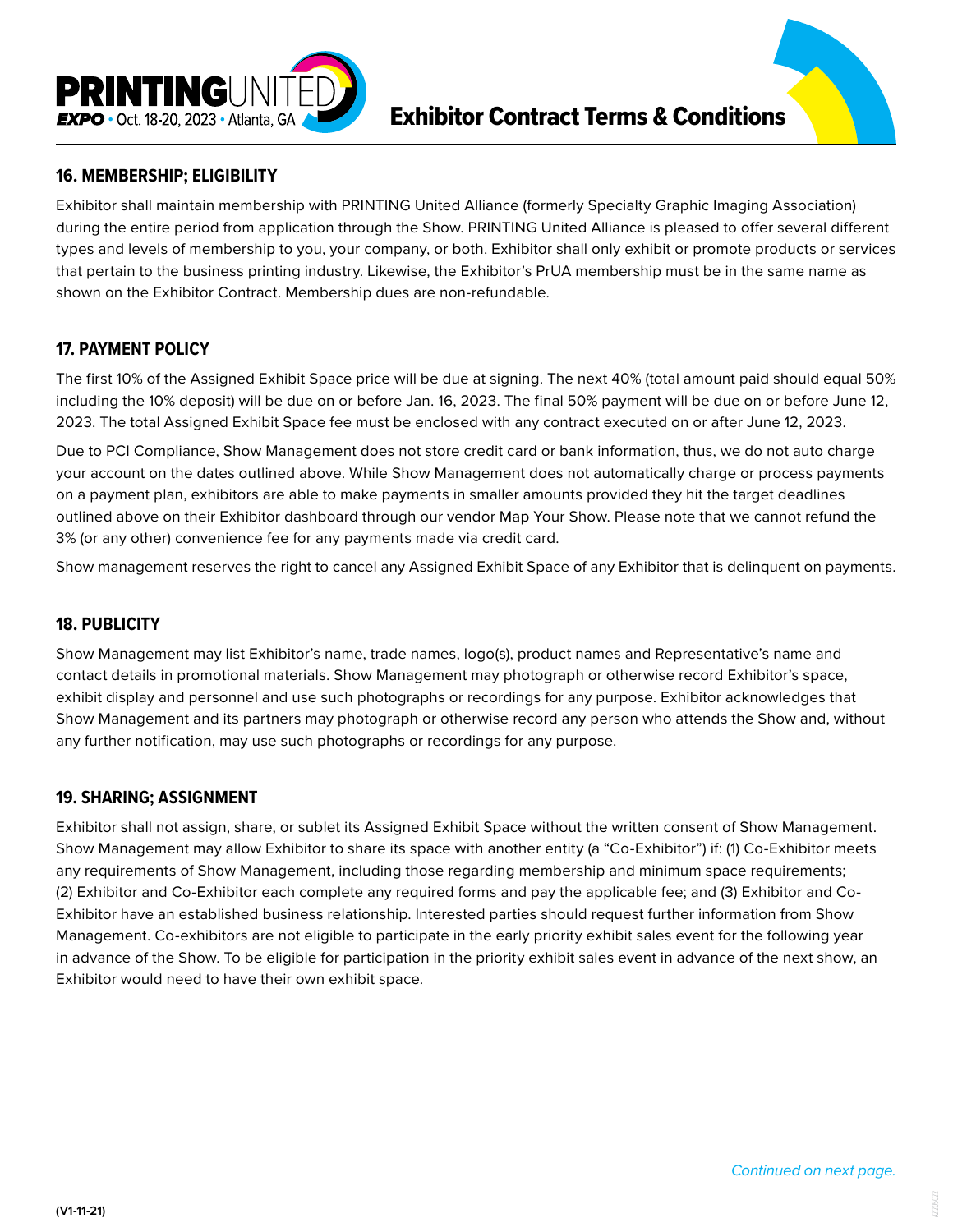## 16. MEMBERSHIP; ELIGIBILITY

Exhibitor shall maintain membership with PRINTING United Alliance (formerly Specialty Graphic Imaging Association) during the entire period from application through the Show. PRINTING United Alliance is pleased to offer several different types and levels of membership to you, your company, or both. Exhibitor shall only exhibit or promote products or services that pertain to the business printing industry. Likewise, the Exhibitor's PrUA membership must be in the same name as shown on the Exhibitor Contract. Membership dues are non-refundable.

## 17. PAYMENT POLICY

The first 10% of the Assigned Exhibit Space price will be due at signing. The next 40% (total amount paid should equal 50% including the 10% deposit) will be due on or before Jan. 16, 2023. The final 50% payment will be due on or before June 12, 2023. The total Assigned Exhibit Space fee must be enclosed with any contract executed on or after June 12, 2023.

Due to PCI Compliance, Show Management does not store credit card or bank information, thus, we do not auto charge your account on the dates outlined above. While Show Management does not automatically charge or process payments on a payment plan, exhibitors are able to make payments in smaller amounts provided they hit the target deadlines outlined above on their Exhibitor dashboard through our vendor Map Your Show. Please note that we cannot refund the 3% (or any other) convenience fee for any payments made via credit card.

Show management reserves the right to cancel any Assigned Exhibit Space of any Exhibitor that is delinquent on payments.

## 18. PUBLICITY

Show Management may list Exhibitor's name, trade names, logo(s), product names and Representative's name and contact details in promotional materials. Show Management may photograph or otherwise record Exhibitor's space, exhibit display and personnel and use such photographs or recordings for any purpose. Exhibitor acknowledges that Show Management and its partners may photograph or otherwise record any person who attends the Show and, without any further notification, may use such photographs or recordings for any purpose.

## 19. SHARING; ASSIGNMENT

Exhibitor shall not assign, share, or sublet its Assigned Exhibit Space without the written consent of Show Management. Show Management may allow Exhibitor to share its space with another entity (a "Co-Exhibitor") if: (1) Co-Exhibitor meets any requirements of Show Management, including those regarding membership and minimum space requirements; (2) Exhibitor and Co-Exhibitor each complete any required forms and pay the applicable fee; and (3) Exhibitor and Co-Exhibitor have an established business relationship. Interested parties should request further information from Show Management. Co-exhibitors are not eligible to participate in the early priority exhibit sales event for the following year in advance of the Show. To be eligible for participation in the priority exhibit sales event in advance of the next show, an Exhibitor would need to have their own exhibit space.

*Continued on next page.*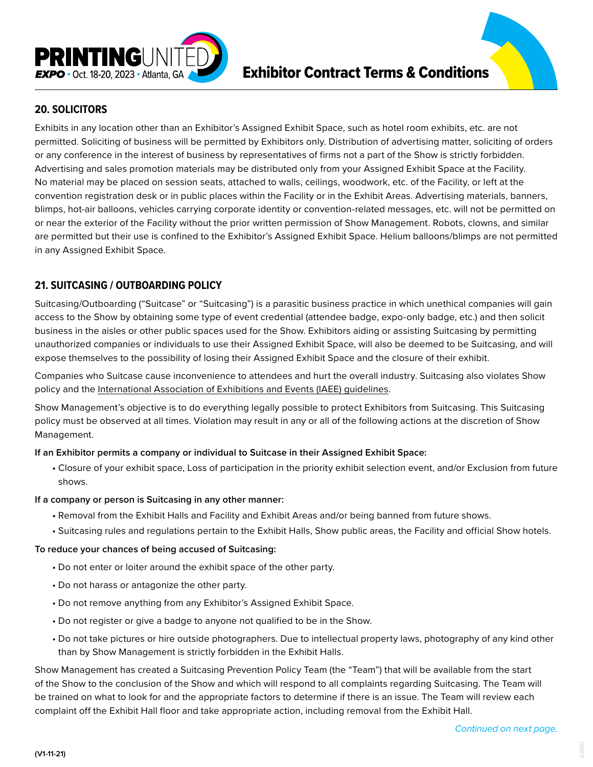## 20. SOLICITORS

Exhibits in any location other than an Exhibitor's Assigned Exhibit Space, such as hotel room exhibits, etc. are not permitted. Soliciting of business will be permitted by Exhibitors only. Distribution of advertising matter, soliciting of orders or any conference in the interest of business by representatives of firms not a part of the Show is strictly forbidden. Advertising and sales promotion materials may be distributed only from your Assigned Exhibit Space at the Facility. No material may be placed on session seats, attached to walls, ceilings, woodwork, etc. of the Facility, or left at the convention registration desk or in public places within the Facility or in the Exhibit Areas. Advertising materials, banners, blimps, hot-air balloons, vehicles carrying corporate identity or convention-related messages, etc. will not be permitted on or near the exterior of the Facility without the prior written permission of Show Management. Robots, clowns, and similar are permitted but their use is confined to the Exhibitor's Assigned Exhibit Space. Helium balloons/blimps are not permitted in any Assigned Exhibit Space.

## 21. SUITCASING / OUTBOARDING POLICY

Suitcasing/Outboarding ("Suitcase" or "Suitcasing") is a parasitic business practice in which unethical companies will gain access to the Show by obtaining some type of event credential (attendee badge, expo-only badge, etc.) and then solicit business in the aisles or other public spaces used for the Show. Exhibitors aiding or assisting Suitcasing by permitting unauthorized companies or individuals to use their Assigned Exhibit Space, will also be deemed to be Suitcasing, and will expose themselves to the possibility of losing their Assigned Exhibit Space and the closure of their exhibit.

Companies who Suitcase cause inconvenience to attendees and hurt the overall industry. Suitcasing also violates Show policy and the International Association of Exhibitions and Events (IAEE) guidelines.

Show Management's objective is to do everything legally possible to protect Exhibitors from Suitcasing. This Suitcasing policy must be observed at all times. Violation may result in any or all of the following actions at the discretion of Show Management.

**If an Exhibitor permits a company or individual to Suitcase in their Assigned Exhibit Space:**

- Closure of your exhibit space, Loss of participation in the priority exhibit selection event, and/or Exclusion from future shows.

**If a company or person is Suitcasing in any other manner:**

- Removal from the Exhibit Halls and Facility and Exhibit Areas and/or being banned from future shows.
- Suitcasing rules and regulations pertain to the Exhibit Halls, Show public areas, the Facility and official Show hotels.

**To reduce your chances of being accused of Suitcasing:**

- Do not enter or loiter around the exhibit space of the other party.
- Do not harass or antagonize the other party.
- Do not remove anything from any Exhibitor's Assigned Exhibit Space.
- Do not register or give a badge to anyone not qualified to be in the Show.
- Do not take pictures or hire outside photographers. Due to intellectual property laws, photography of any kind other than by Show Management is strictly forbidden in the Exhibit Halls.

Show Management has created a Suitcasing Prevention Policy Team (the "Team") that will be available from the start of the Show to the conclusion of the Show and which will respond to all complaints regarding Suitcasing. The Team will be trained on what to look for and the appropriate factors to determine if there is an issue. The Team will review each complaint off the Exhibit Hall floor and take appropriate action, including removal from the Exhibit Hall.

*Continued on next page.*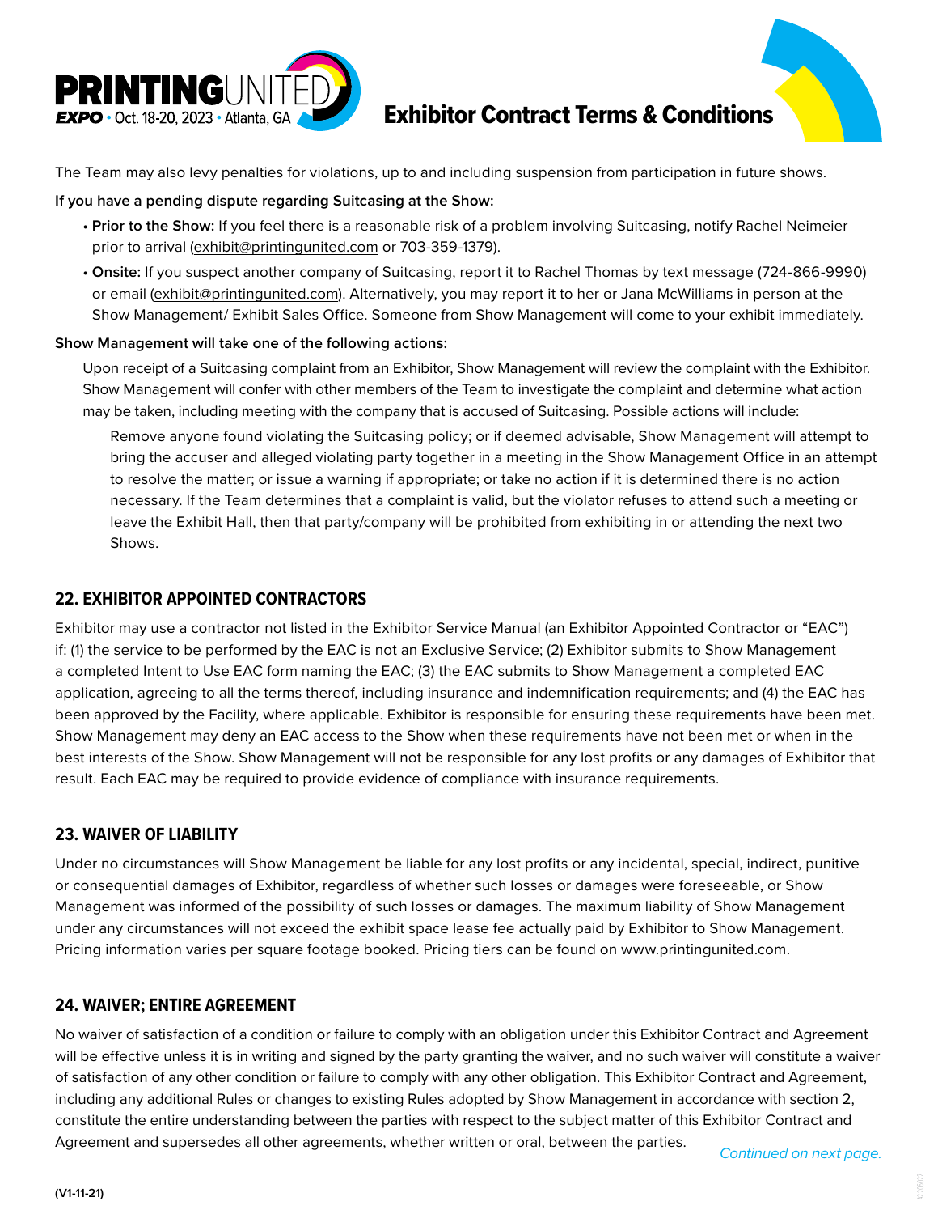The Team may also levy penalties for violations, up to and including suspension from participation in future shows.

**If you have a pending dispute regarding Suitcasing at the Show:**

- **Prior to the Show:** If you feel there is a reasonable risk of a problem involving Suitcasing, notify Rachel Neimeier prior to arrival (exhibit@printingunited.com or 703-359-1379).
- **Onsite:** If you suspect another company of Suitcasing, report it to Rachel Thomas by text message (724-866-9990) or email (exhibit@printingunited.com). Alternatively, you may report it to her or Jana McWilliams in person at the Show Management/ Exhibit Sales Office. Someone from Show Management will come to your exhibit immediately.

**Show Management will take one of the following actions:**

Upon receipt of a Suitcasing complaint from an Exhibitor, Show Management will review the complaint with the Exhibitor. Show Management will confer with other members of the Team to investigate the complaint and determine what action may be taken, including meeting with the company that is accused of Suitcasing. Possible actions will include:

Remove anyone found violating the Suitcasing policy; or if deemed advisable, Show Management will attempt to bring the accuser and alleged violating party together in a meeting in the Show Management Office in an attempt to resolve the matter; or issue a warning if appropriate; or take no action if it is determined there is no action necessary. If the Team determines that a complaint is valid, but the violator refuses to attend such a meeting or leave the Exhibit Hall, then that party/company will be prohibited from exhibiting in or attending the next two Shows.

## 22. EXHIBITOR APPOINTED CONTRACTORS

Exhibitor may use a contractor not listed in the Exhibitor Service Manual (an Exhibitor Appointed Contractor or "EAC") if: (1) the service to be performed by the EAC is not an Exclusive Service; (2) Exhibitor submits to Show Management a completed Intent to Use EAC form naming the EAC; (3) the EAC submits to Show Management a completed EAC application, agreeing to all the terms thereof, including insurance and indemnification requirements; and (4) the EAC has been approved by the Facility, where applicable. Exhibitor is responsible for ensuring these requirements have been met. Show Management may deny an EAC access to the Show when these requirements have not been met or when in the best interests of the Show. Show Management will not be responsible for any lost profits or any damages of Exhibitor that result. Each EAC may be required to provide evidence of compliance with insurance requirements.

## 23. WAIVER OF LIABILITY

Under no circumstances will Show Management be liable for any lost profits or any incidental, special, indirect, punitive or consequential damages of Exhibitor, regardless of whether such losses or damages were foreseeable, or Show Management was informed of the possibility of such losses or damages. The maximum liability of Show Management under any circumstances will not exceed the exhibit space lease fee actually paid by Exhibitor to Show Management. Pricing information varies per square footage booked. Pricing tiers can be found on www.printingunited.com.

## 24. WAIVER; ENTIRE AGREEMENT

No waiver of satisfaction of a condition or failure to comply with an obligation under this Exhibitor Contract and Agreement will be effective unless it is in writing and signed by the party granting the waiver, and no such waiver will constitute a waiver of satisfaction of any other condition or failure to comply with any other obligation. This Exhibitor Contract and Agreement, including any additional Rules or changes to existing Rules adopted by Show Management in accordance with section 2, constitute the entire understanding between the parties with respect to the subject matter of this Exhibitor Contract and Agreement and supersedes all other agreements, whether written or oral, between the parties.

*Continued on next page.*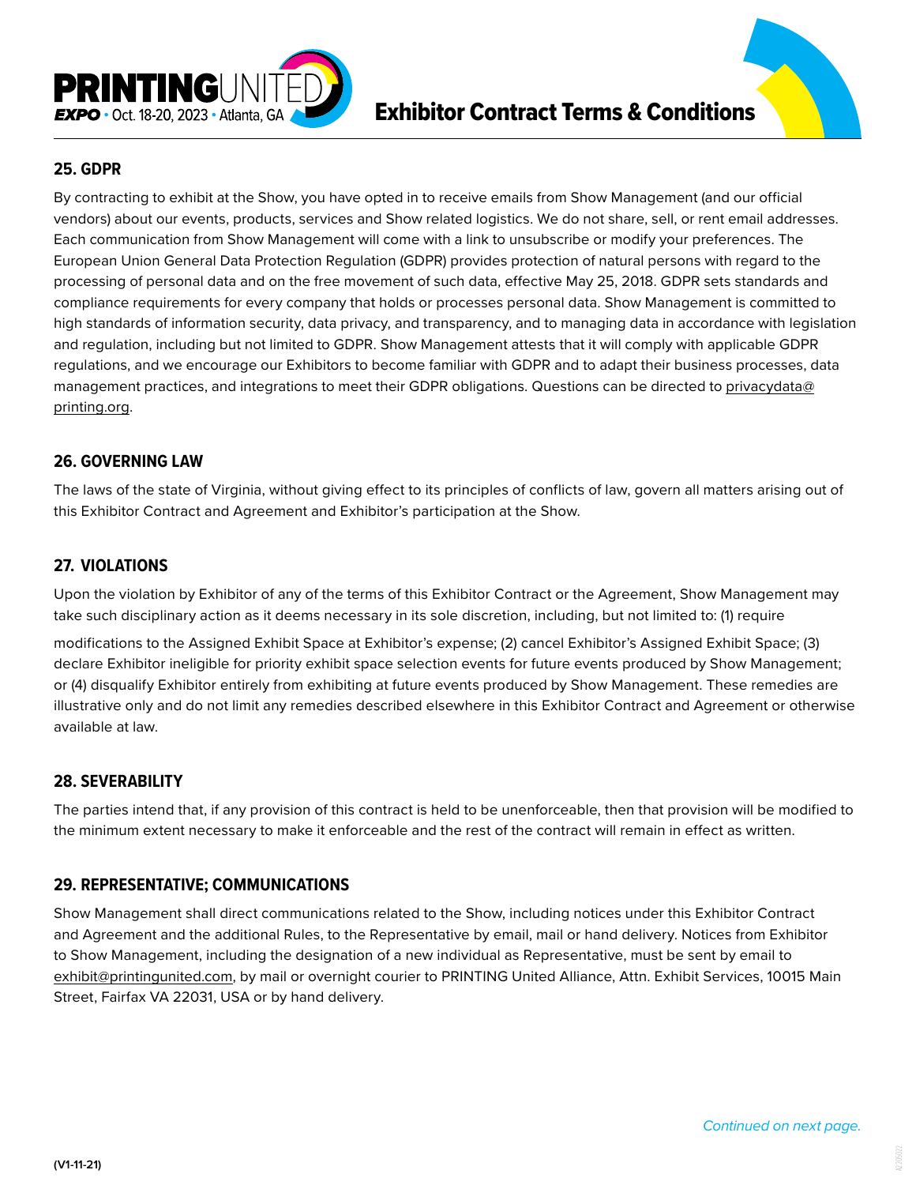## 25. GDPR

By contracting to exhibit at the Show, you have opted in to receive emails from Show Management (and our official vendors) about our events, products, services and Show related logistics. We do not share, sell, or rent email addresses. Each communication from Show Management will come with a link to unsubscribe or modify your preferences. The European Union General Data Protection Regulation (GDPR) provides protection of natural persons with regard to the processing of personal data and on the free movement of such data, effective May 25, 2018. GDPR sets standards and compliance requirements for every company that holds or processes personal data. Show Management is committed to high standards of information security, data privacy, and transparency, and to managing data in accordance with legislation and regulation, including but not limited to GDPR. Show Management attests that it will comply with applicable GDPR regulations, and we encourage our Exhibitors to become familiar with GDPR and to adapt their business processes, data management practices, and integrations to meet their GDPR obligations. Questions can be directed to privacydata@printing.org.

## 26. GOVERNING LAW

The laws of the state of Virginia, without giving effect to its principles of conflicts of law, govern all matters arising out of this Exhibitor Contract and Agreement and Exhibitor's participation at the Show.

## 27. VIOLATIONS

Upon the violation by Exhibitor of any of the terms of this Exhibitor Contract or the Agreement, Show Management may take such disciplinary action as it deems necessary in its sole discretion, including, but not limited to: (1) require modifications to the Assigned Exhibit Space at Exhibitor's expense; (2) cancel Exhibitor's Assigned Exhibit Space; (3) declare Exhibitor ineligible for priority exhibit space selection events for future events produced by Show Management; or (4) disqualify Exhibitor entirely from exhibiting at future events produced by Show Management. These remedies are illustrative only and do not limit any remedies described elsewhere in this Exhibitor Contract and Agreement or otherwise available at law.

## 28. SEVERABILITY

The parties intend that, if any provision of this contract is held to be unenforceable, then that provision will be modified to the minimum extent necessary to make it enforceable and the rest of the contract will remain in effect as written.

## 29. REPRESENTATIVE; COMMUNICATIONS

Show Management shall direct communications related to the Show, including notices under this Exhibitor Contract and Agreement and the additional Rules, to the Representative by email, mail or hand delivery. Notices from Exhibitor to Show Management, including the designation of a new individual as Representative, must be sent by email to exhibit@printingunited.com, by mail or overnight courier to PRINTING United Alliance, Attn. Exhibit Services, 10015 Main Street, Fairfax VA 22031, USA or by hand delivery.

*Continued on next page.*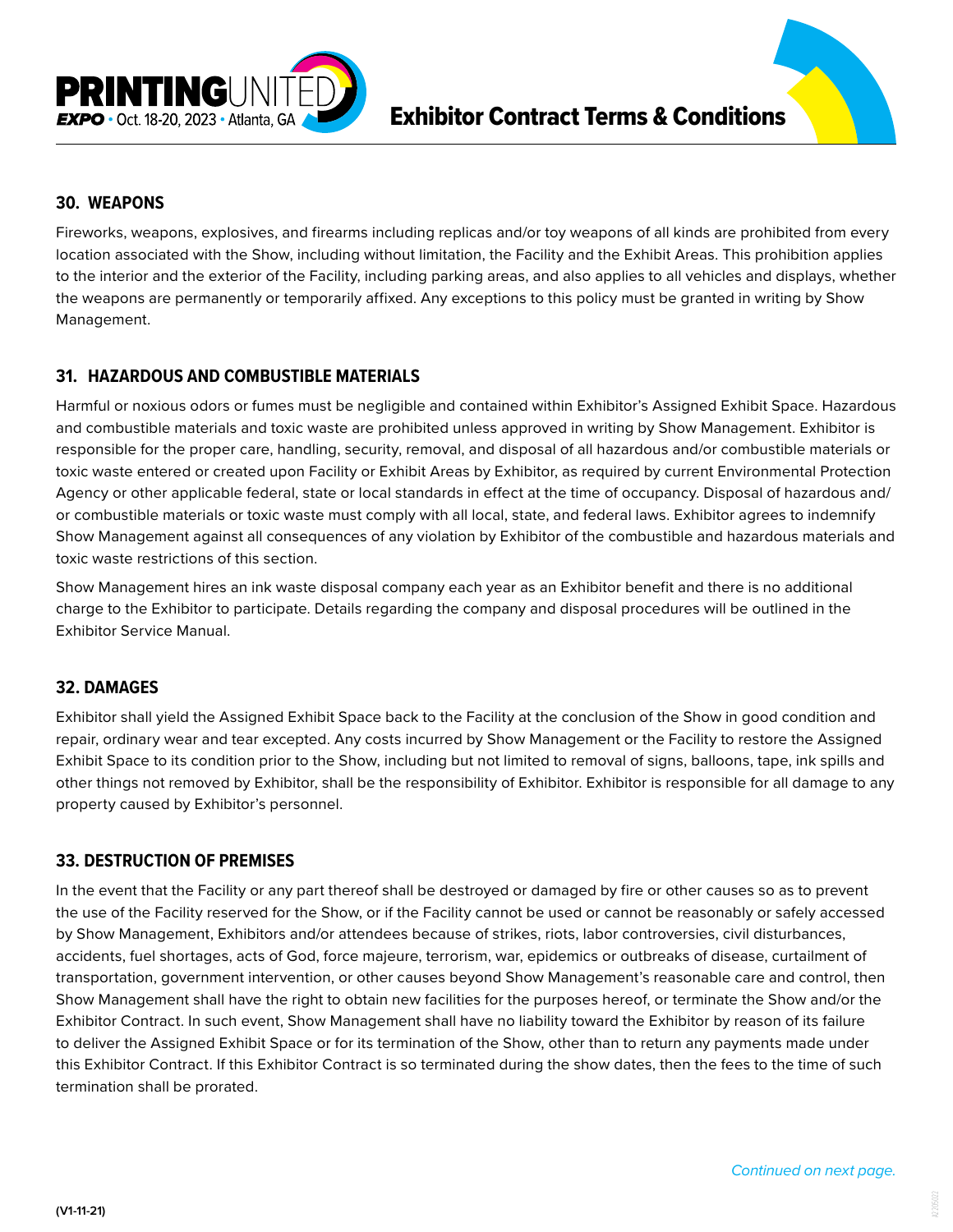## 30. WEAPONS

Fireworks, weapons, explosives, and firearms including replicas and/or toy weapons of all kinds are prohibited from every location associated with the Show, including without limitation, the Facility and the Exhibit Areas. This prohibition applies to the interior and the exterior of the Facility, including parking areas, and also applies to all vehicles and displays, whether the weapons are permanently or temporarily affixed. Any exceptions to this policy must be granted in writing by Show Management.

## 31. HAZARDOUS AND COMBUSTIBLE MATERIALS

Harmful or noxious odors or fumes must be negligible and contained within Exhibitor's Assigned Exhibit Space. Hazardous and combustible materials and toxic waste are prohibited unless approved in writing by Show Management. Exhibitor is responsible for the proper care, handling, security, removal, and disposal of all hazardous and/or combustible materials or toxic waste entered or created upon Facility or Exhibit Areas by Exhibitor, as required by current Environmental Protection Agency or other applicable federal, state or local standards in effect at the time of occupancy. Disposal of hazardous and/or combustible materials or toxic waste must comply with all local, state, and federal laws. Exhibitor agrees to indemnify Show Management against all consequences of any violation by Exhibitor of the combustible and hazardous materials and toxic waste restrictions of this section.

Show Management hires an ink waste disposal company each year as an Exhibitor benefit and there is no additional charge to the Exhibitor to participate. Details regarding the company and disposal procedures will be outlined in the Exhibitor Service Manual.

## 32. DAMAGES

Exhibitor shall yield the Assigned Exhibit Space back to the Facility at the conclusion of the Show in good condition and repair, ordinary wear and tear excepted. Any costs incurred by Show Management or the Facility to restore the Assigned Exhibit Space to its condition prior to the Show, including but not limited to removal of signs, balloons, tape, ink spills and other things not removed by Exhibitor, shall be the responsibility of Exhibitor. Exhibitor is responsible for all damage to any property caused by Exhibitor's personnel.

## 33. DESTRUCTION OF PREMISES

In the event that the Facility or any part thereof shall be destroyed or damaged by fire or other causes so as to prevent the use of the Facility reserved for the Show, or if the Facility cannot be used or cannot be reasonably or safely accessed by Show Management, Exhibitors and/or attendees because of strikes, riots, labor controversies, civil disturbances, accidents, fuel shortages, acts of God, force majeure, terrorism, war, epidemics or outbreaks of disease, curtailment of transportation, government intervention, or other causes beyond Show Management's reasonable care and control, then Show Management shall have the right to obtain new facilities for the purposes hereof, or terminate the Show and/or the Exhibitor Contract. In such event, Show Management shall have no liability toward the Exhibitor by reason of its failure to deliver the Assigned Exhibit Space or for its termination of the Show, other than to return any payments made under this Exhibitor Contract. If this Exhibitor Contract is so terminated during the show dates, then the fees to the time of such termination shall be prorated.

*Continued on next page.*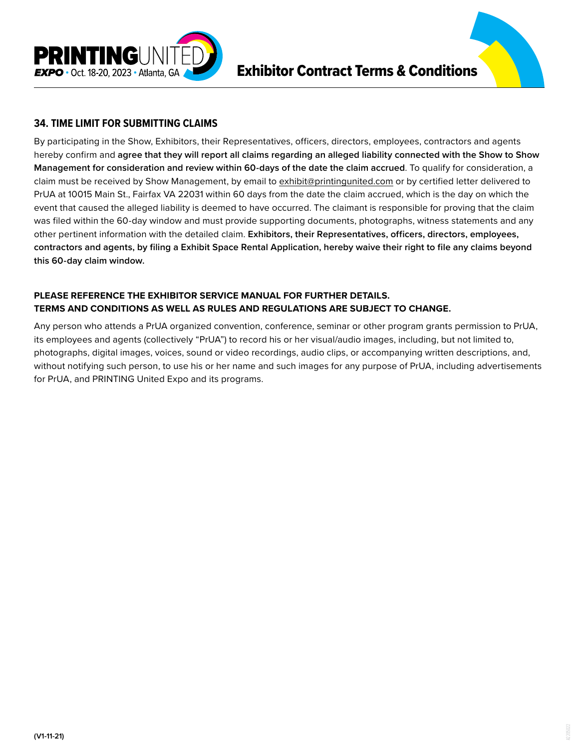## 34. TIME LIMIT FOR SUBMITTING CLAIMS

By participating in the Show, Exhibitors, their Representatives, officers, directors, employees, contractors and agents hereby confirm and **agree that they will report all claims regarding an alleged liability connected with the Show to Show Management for consideration and review within 60-days of the date the claim accrued**. To qualify for consideration, a claim must be received by Show Management, by email to exhibit@printingunited.com or by certified letter delivered to PrUA at 10015 Main St., Fairfax VA 22031 within 60 days from the date the claim accrued, which is the day on which the event that caused the alleged liability is deemed to have occurred. The claimant is responsible for proving that the claim was filed within the 60-day window and must provide supporting documents, photographs, witness statements and any other pertinent information with the detailed claim. **Exhibitors, their Representatives, officers, directors, employees, contractors and agents, by filing a Exhibit Space Rental Application, hereby waive their right to file any claims beyond this 60-day claim window.**

**PLEASE REFERENCE THE EXHIBITOR SERVICE MANUAL FOR FURTHER DETAILS.**
**TERMS AND CONDITIONS AS WELL AS RULES AND REGULATIONS ARE SUBJECT TO CHANGE.**

Any person who attends a PrUA organized convention, conference, seminar or other program grants permission to PrUA, its employees and agents (collectively "PrUA") to record his or her visual/audio images, including, but not limited to, photographs, digital images, voices, sound or video recordings, audio clips, or accompanying written descriptions, and, without notifying such person, to use his or her name and such images for any purpose of PrUA, including advertisements for PrUA, and PRINTING United Expo and its programs.

**(V1-11-21)**